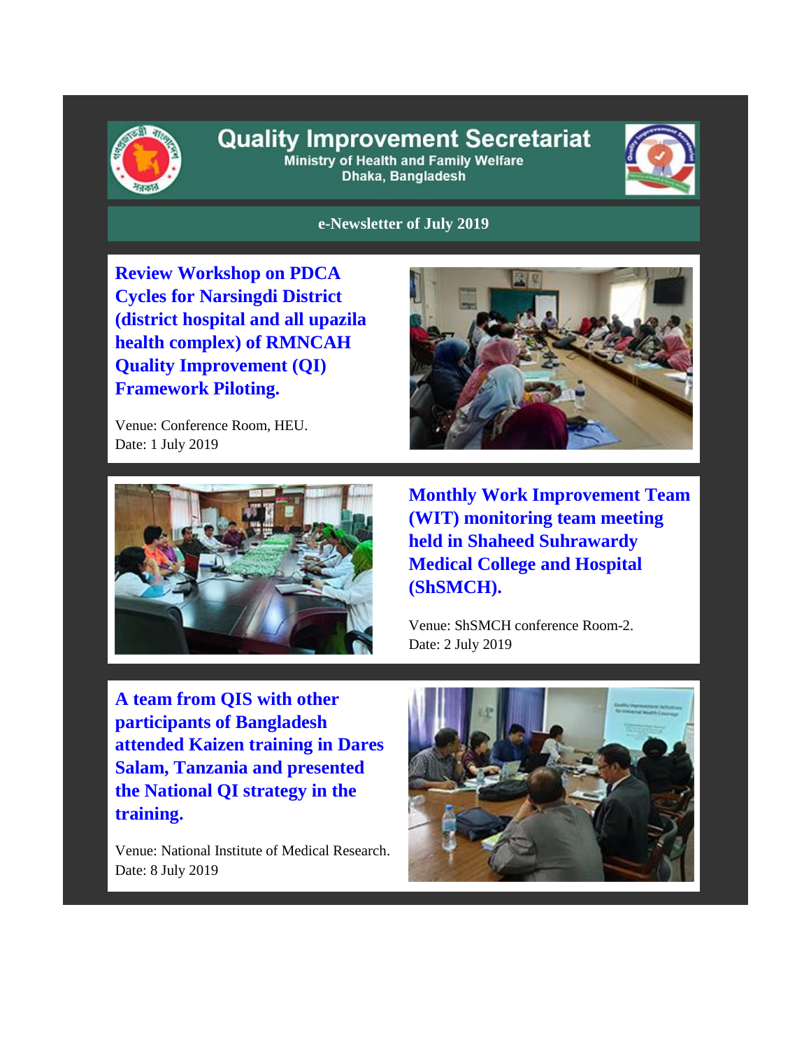# Quality Improvement Secretariat

**Ministry of Health and Family Welfare**
**Dhaka, Bangladesh**

**e-Newsletter of July 2019**

## Review Workshop on PDCA Cycles for Narsingdi District (district hospital and all upazila health complex) of RMNCAH Quality Improvement (QI) Framework Piloting.

Venue: Conference Room, HEU.
Date: 1 July 2019

## Monthly Work Improvement Team (WIT) monitoring team meeting held in Shaheed Suhrawardy Medical College and Hospital (ShSMCH).

Venue: ShSMCH conference Room-2.
Date: 2 July 2019

## A team from QIS with other participants of Bangladesh attended Kaizen training in Dares Salam, Tanzania and presented the National QI strategy in the training.

Venue: National Institute of Medical Research.
Date: 8 July 2019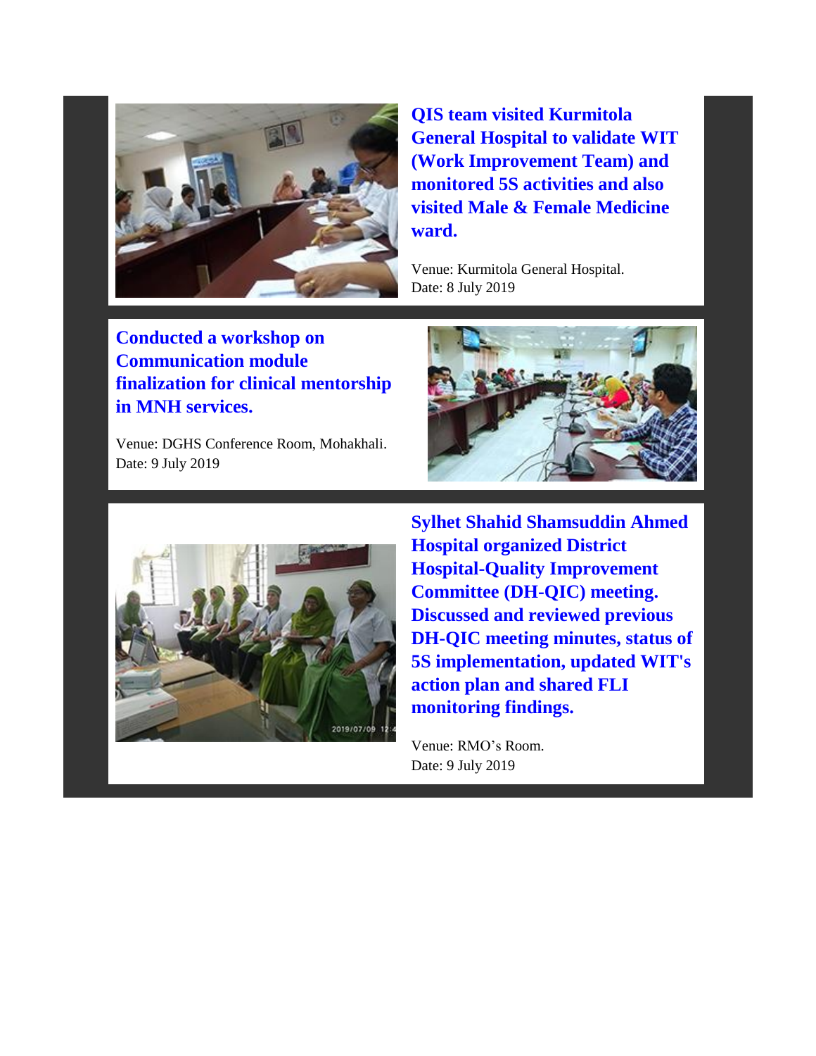**QIS team visited Kurmitola General Hospital to validate WIT (Work Improvement Team) and monitored 5S activities and also visited Male & Female Medicine ward.**

Venue: Kurmitola General Hospital.
Date: 8 July 2019

**Conducted a workshop on Communication module finalization for clinical mentorship in MNH services.**

Venue: DGHS Conference Room, Mohakhali.
Date: 9 July 2019

**Sylhet Shahid Shamsuddin Ahmed Hospital organized District Hospital-Quality Improvement Committee (DH-QIC) meeting. Discussed and reviewed previous DH-QIC meeting minutes, status of 5S implementation, updated WIT's action plan and shared FLI monitoring findings.**

Venue: RMO's Room.
Date: 9 July 2019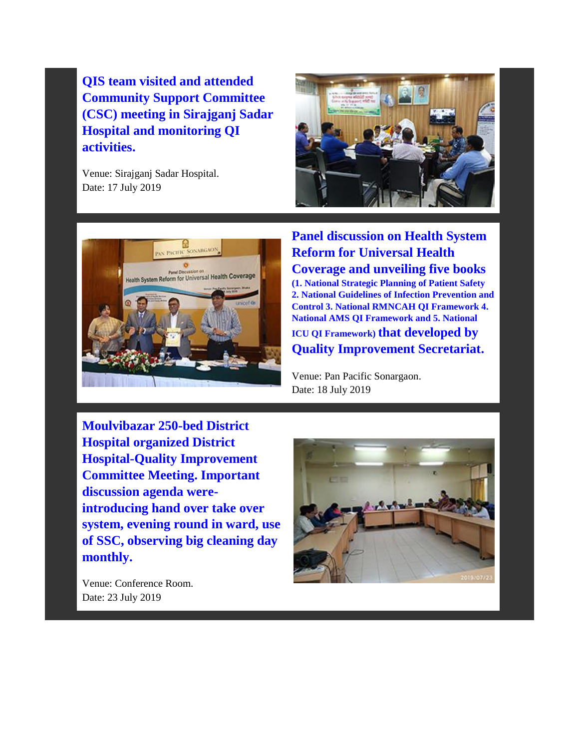### QIS team visited and attended Community Support Committee (CSC) meeting in Sirajganj Sadar Hospital and monitoring QI activities.

Venue: Sirajganj Sadar Hospital.
Date: 17 July 2019

### Panel discussion on Health System Reform for Universal Health Coverage and unveiling five books (1. National Strategic Planning of Patient Safety 2. National Guidelines of Infection Prevention and Control 3. National RMNCAH QI Framework 4. National AMS QI Framework and 5. National ICU QI Framework) that developed by Quality Improvement Secretariat.

Venue: Pan Pacific Sonargaon.
Date: 18 July 2019

### Moulvibazar 250-bed District Hospital organized District Hospital-Quality Improvement Committee Meeting. Important discussion agenda were- introducing hand over take over system, evening round in ward, use of SSC, observing big cleaning day monthly.

Venue: Conference Room.
Date: 23 July 2019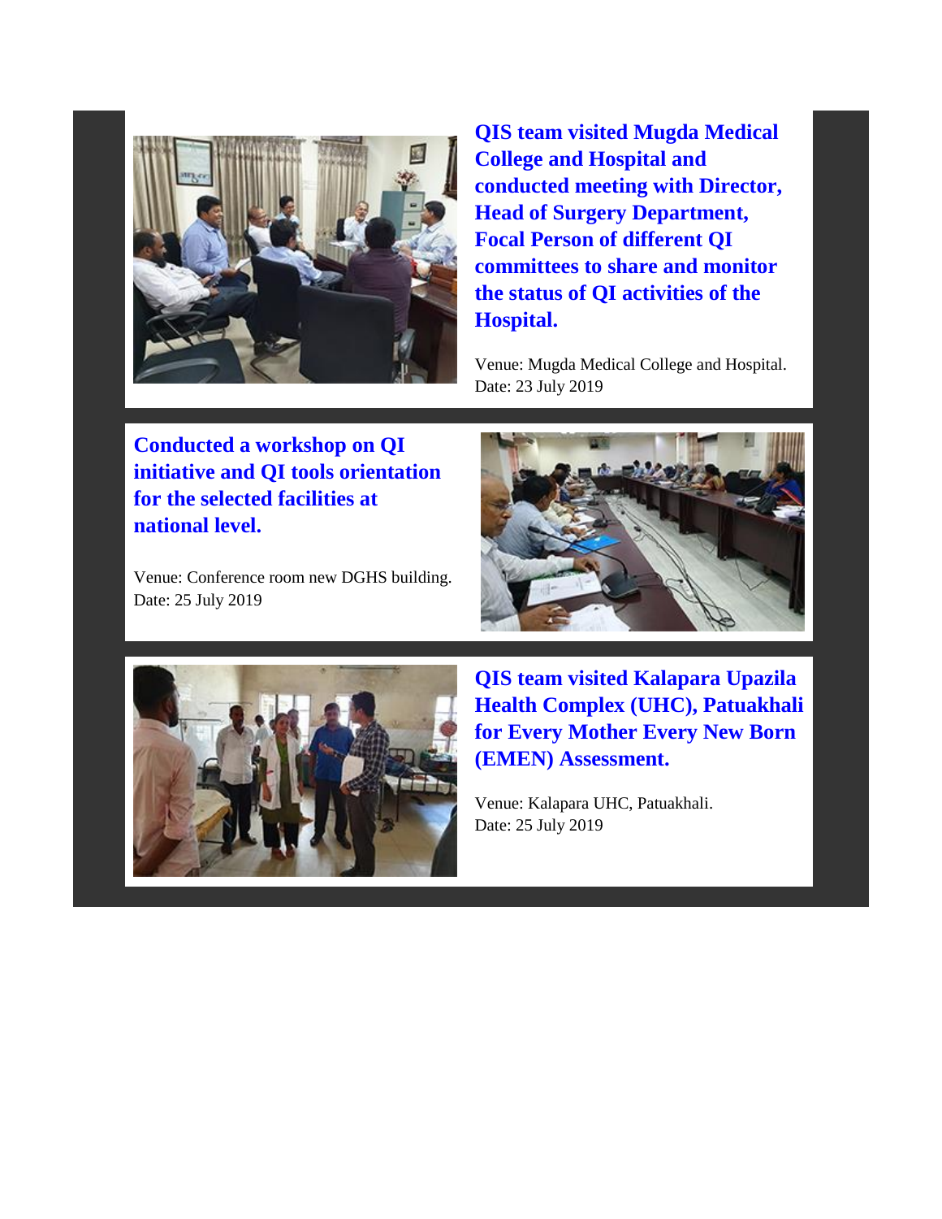### QIS team visited Mugda Medical College and Hospital and conducted meeting with Director, Head of Surgery Department, Focal Person of different QI committees to share and monitor the status of QI activities of the Hospital.

Venue: Mugda Medical College and Hospital.
Date: 23 July 2019

### Conducted a workshop on QI initiative and QI tools orientation for the selected facilities at national level.

Venue: Conference room new DGHS building.
Date: 25 July 2019

### QIS team visited Kalapara Upazila Health Complex (UHC), Patuakhali for Every Mother Every New Born (EMEN) Assessment.

Venue: Kalapara UHC, Patuakhali.
Date: 25 July 2019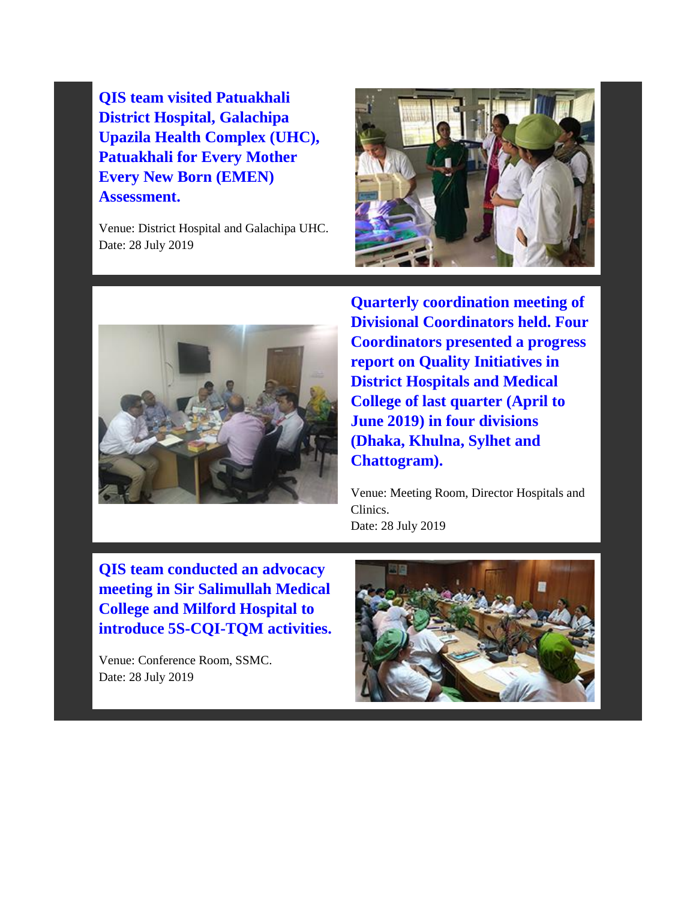## QIS team visited Patuakhali District Hospital, Galachipa Upazila Health Complex (UHC), Patuakhali for Every Mother Every New Born (EMEN) Assessment.

Venue: District Hospital and Galachipa UHC.
Date: 28 July 2019

## Quarterly coordination meeting of Divisional Coordinators held. Four Coordinators presented a progress report on Quality Initiatives in District Hospitals and Medical College of last quarter (April to June 2019) in four divisions (Dhaka, Khulna, Sylhet and Chattogram).

Venue: Meeting Room, Director Hospitals and Clinics.
Date: 28 July 2019

## QIS team conducted an advocacy meeting in Sir Salimullah Medical College and Milford Hospital to introduce 5S-CQI-TQM activities.

Venue: Conference Room, SSMC.
Date: 28 July 2019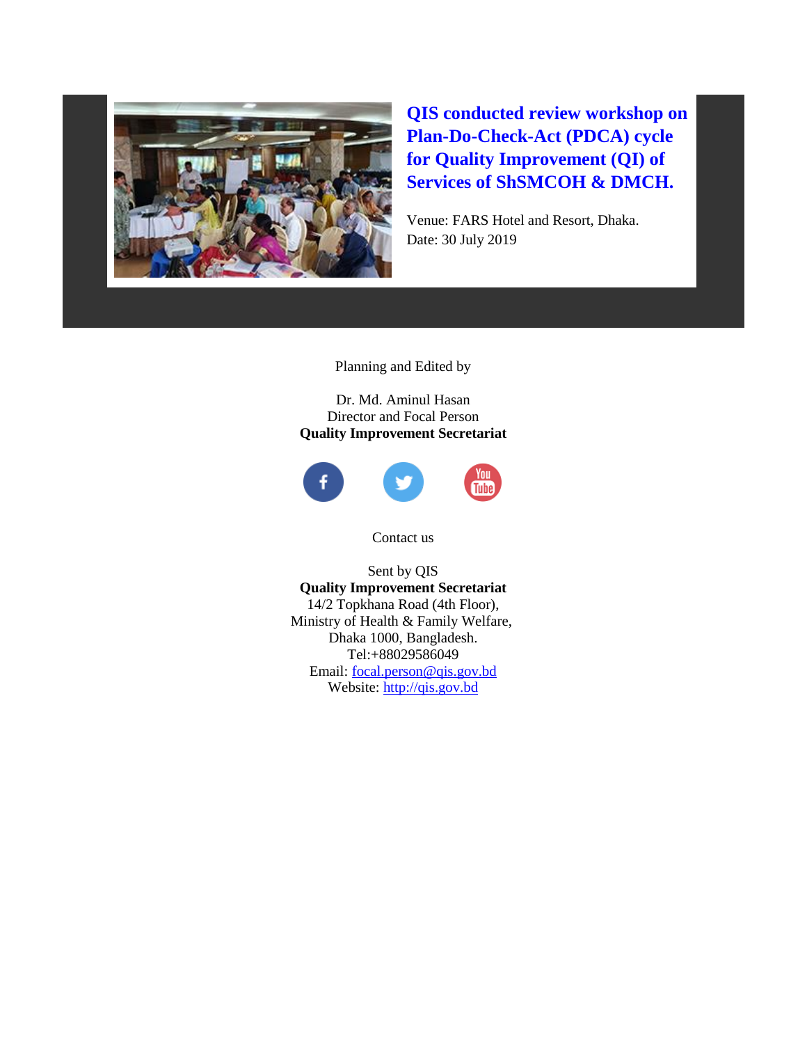### QIS conducted review workshop on Plan-Do-Check-Act (PDCA) cycle for Quality Improvement (QI) of Services of ShSMCOH & DMCH.

Venue: FARS Hotel and Resort, Dhaka.
Date: 30 July 2019

Planning and Edited by

Dr. Md. Aminul Hasan
Director and Focal Person
**Quality Improvement Secretariat**

Contact us

Sent by QIS
**Quality Improvement Secretariat**
14/2 Topkhana Road (4th Floor),
Ministry of Health & Family Welfare,
Dhaka 1000, Bangladesh.
Tel:+88029586049
Email: focal.person@qis.gov.bd
Website: http://qis.gov.bd